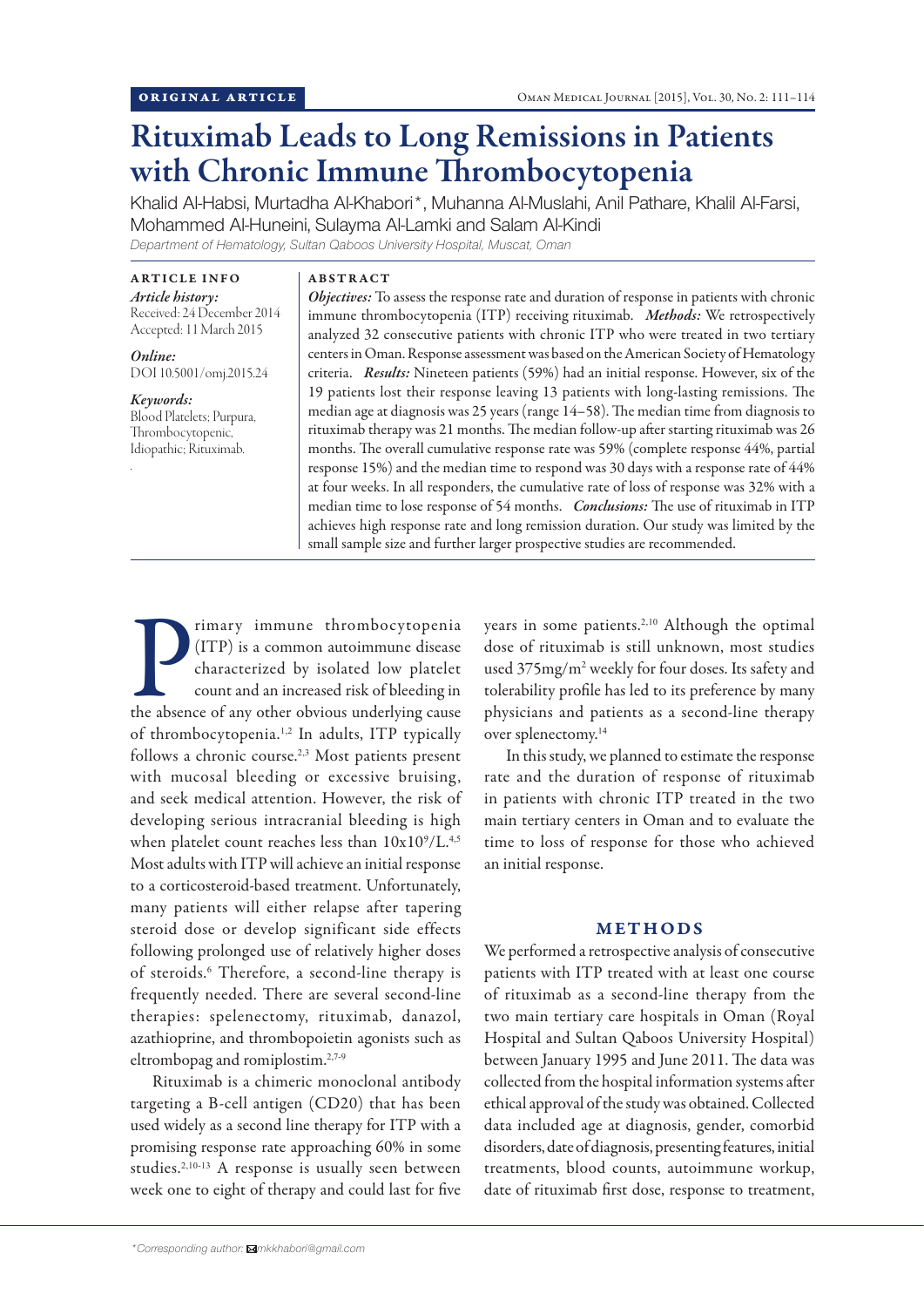ORIGINAL ARTICLE

# Rituximab Leads to Long Remissions in Patients with Chronic Immune Thrombocytopenia

Khalid Al-Habsi, Murtadha Al-Khabori*, Muhanna Al-Muslahi, Anil Pathare, Khalil Al-Farsi, Mohammed Al-Huneini, Sulayma Al-Lamki and Salam Al-Kindi

*Department of Hematology, Sultan Qaboos University Hospital, Muscat, Oman*

**ARTICLE INFO**

***Article history:***
Received: 24 December 2014
Accepted: 11 March 2015

***Online:***
DOI 10.5001/omj.2015.24

***Keywords:***
Blood Platelets; Purpura, Thrombocytopenic, Idiopathic; Rituximab.

**ABSTRACT**

***Objectives:*** To assess the response rate and duration of response in patients with chronic immune thrombocytopenia (ITP) receiving rituximab. ***Methods:*** We retrospectively analyzed 32 consecutive patients with chronic ITP who were treated in two tertiary centers in Oman. Response assessment was based on the American Society of Hematology criteria. ***Results:*** Nineteen patients (59%) had an initial response. However, six of the 19 patients lost their response leaving 13 patients with long-lasting remissions. The median age at diagnosis was 25 years (range 14–58). The median time from diagnosis to rituximab therapy was 21 months. The median follow-up after starting rituximab was 26 months. The overall cumulative response rate was 59% (complete response 44%, partial response 15%) and the median time to respond was 30 days with a response rate of 44% at four weeks. In all responders, the cumulative rate of loss of response was 32% with a median time to lose response of 54 months. ***Conclusions:*** The use of rituximab in ITP achieves high response rate and long remission duration. Our study was limited by the small sample size and further larger prospective studies are recommended.

Primary immune thrombocytopenia (ITP) is a common autoimmune disease characterized by isolated low platelet count and an increased risk of bleeding in the absence of any other obvious underlying cause of thrombocytopenia.[1,2] In adults, ITP typically follows a chronic course.[2,3] Most patients present with mucosal bleeding or excessive bruising, and seek medical attention. However, the risk of developing serious intracranial bleeding is high when platelet count reaches less than $10 \times 10^9$/L.[4,5] Most adults with ITP will achieve an initial response to a corticosteroid-based treatment. Unfortunately, many patients will either relapse after tapering steroid dose or develop significant side effects following prolonged use of relatively higher doses of steroids.[6] Therefore, a second-line therapy is frequently needed. There are several second-line therapies: spelenectomy, rituximab, danazol, azathioprine, and thrombopoietin agonists such as eltrombopag and romiplostim.[2,7-9]

Rituximab is a chimeric monoclonal antibody targeting a B-cell antigen (CD20) that has been used widely as a second line therapy for ITP with a promising response rate approaching 60% in some studies.[2,10-13] A response is usually seen between week one to eight of therapy and could last for five years in some patients.[2,10] Although the optimal dose of rituximab is still unknown, most studies used 375mg/$m^2$ weekly for four doses. Its safety and tolerability profile has led to its preference by many physicians and patients as a second-line therapy over splenectomy.[14]

In this study, we planned to estimate the response rate and the duration of response of rituximab in patients with chronic ITP treated in the two main tertiary centers in Oman and to evaluate the time to loss of response for those who achieved an initial response.

## METHODS

We performed a retrospective analysis of consecutive patients with ITP treated with at least one course of rituximab as a second-line therapy from the two main tertiary care hospitals in Oman (Royal Hospital and Sultan Qaboos University Hospital) between January 1995 and June 2011. The data was collected from the hospital information systems after ethical approval of the study was obtained. Collected data included age at diagnosis, gender, comorbid disorders, date of diagnosis, presenting features, initial treatments, blood counts, autoimmune workup, date of rituximab first dose, response to treatment,

*Corresponding author: mkkhabori@gmail.com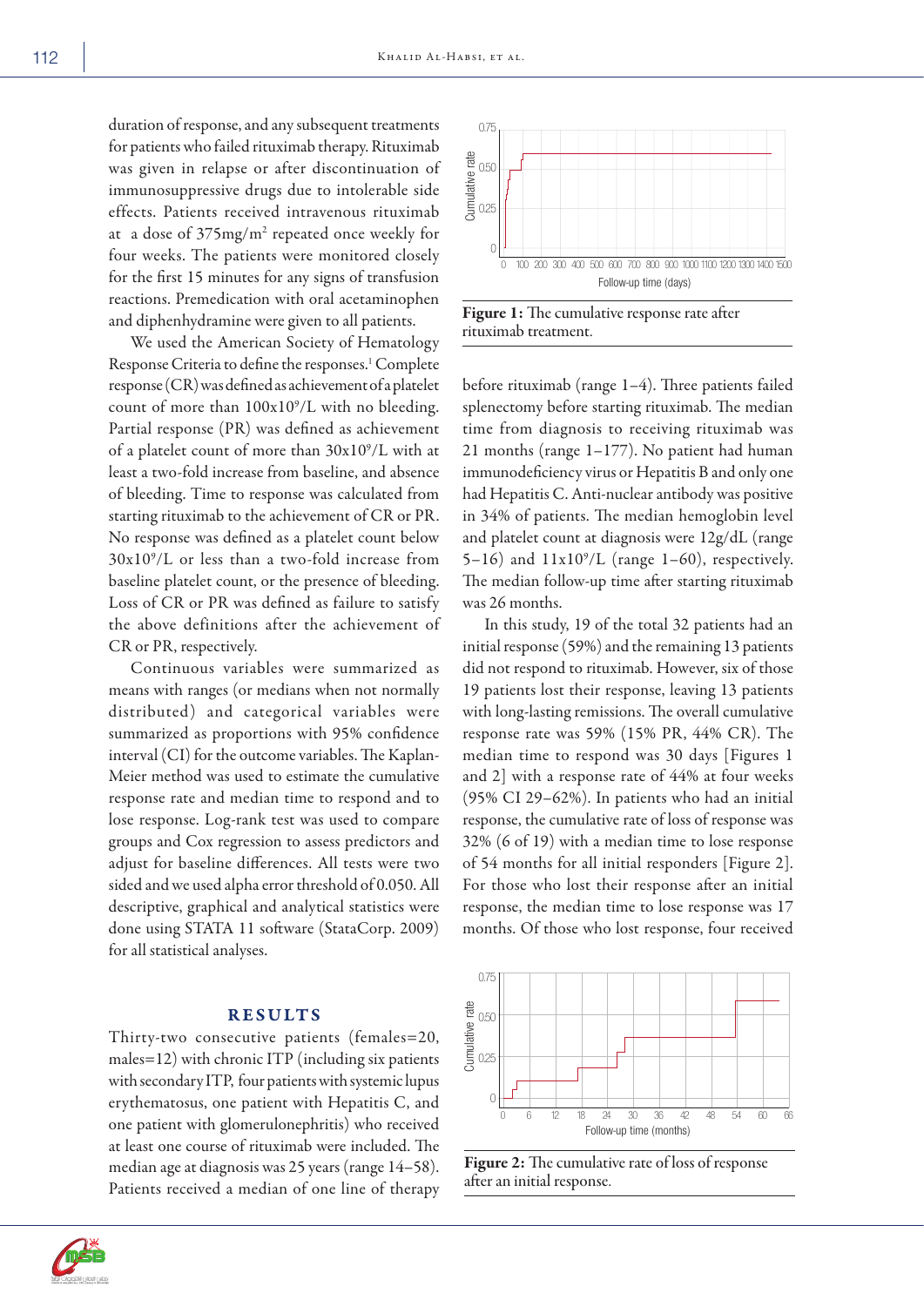duration of response, and any subsequent treatments for patients who failed rituximab therapy. Rituximab was given in relapse or after discontinuation of immunosuppressive drugs due to intolerable side effects. Patients received intravenous rituximab at a dose of 375mg/m$^2$ repeated once weekly for four weeks. The patients were monitored closely for the first 15 minutes for any signs of transfusion reactions. Premedication with oral acetaminophen and diphenhydramine were given to all patients.

We used the American Society of Hematology Response Criteria to define the responses.[1] Complete response (CR) was defined as achievement of a platelet count of more than 100x10$^9$/L with no bleeding. Partial response (PR) was defined as achievement of a platelet count of more than 30x10$^9$/L with at least a two-fold increase from baseline, and absence of bleeding. Time to response was calculated from starting rituximab to the achievement of CR or PR. No response was defined as a platelet count below 30x10$^9$/L or less than a two-fold increase from baseline platelet count, or the presence of bleeding. Loss of CR or PR was defined as failure to satisfy the above definitions after the achievement of CR or PR, respectively.

Continuous variables were summarized as means with ranges (or medians when not normally distributed) and categorical variables were summarized as proportions with 95% confidence interval (CI) for the outcome variables. The Kaplan-Meier method was used to estimate the cumulative response rate and median time to respond and to lose response. Log-rank test was used to compare groups and Cox regression to assess predictors and adjust for baseline differences. All tests were two sided and we used alpha error threshold of 0.050. All descriptive, graphical and analytical statistics were done using STATA 11 software (StataCorp. 2009) for all statistical analyses.

## RESULTS

Thirty-two consecutive patients (females=20, males=12) with chronic ITP (including six patients with secondary ITP, four patients with systemic lupus erythematosus, one patient with Hepatitis C, and one patient with glomerulonephritis) who received at least one course of rituximab were included. The median age at diagnosis was 25 years (range 14–58). Patients received a median of one line of therapy before rituximab (range 1–4). Three patients failed splenectomy before starting rituximab. The median time from diagnosis to receiving rituximab was 21 months (range 1–177). No patient had human immunodeficiency virus or Hepatitis B and only one had Hepatitis C. Anti-nuclear antibody was positive in 34% of patients. The median hemoglobin level and platelet count at diagnosis were 12g/dL (range 5–16) and 11x10$^9$/L (range 1–60), respectively. The median follow-up time after starting rituximab was 26 months.

In this study, 19 of the total 32 patients had an initial response (59%) and the remaining 13 patients did not respond to rituximab. However, six of those 19 patients lost their response, leaving 13 patients with long-lasting remissions. The overall cumulative response rate was 59% (15% PR, 44% CR). The median time to respond was 30 days [Figures 1 and 2] with a response rate of 44% at four weeks (95% CI 29–62%). In patients who had an initial response, the cumulative rate of loss of response was 32% (6 of 19) with a median time to lose response of 54 months for all initial responders [Figure 2]. For those who lost their response after an initial response, the median time to lose response was 17 months. Of those who lost response, four received

**Figure 1:** The cumulative response rate after rituximab treatment.

**Figure 2:** The cumulative rate of loss of response after an initial response.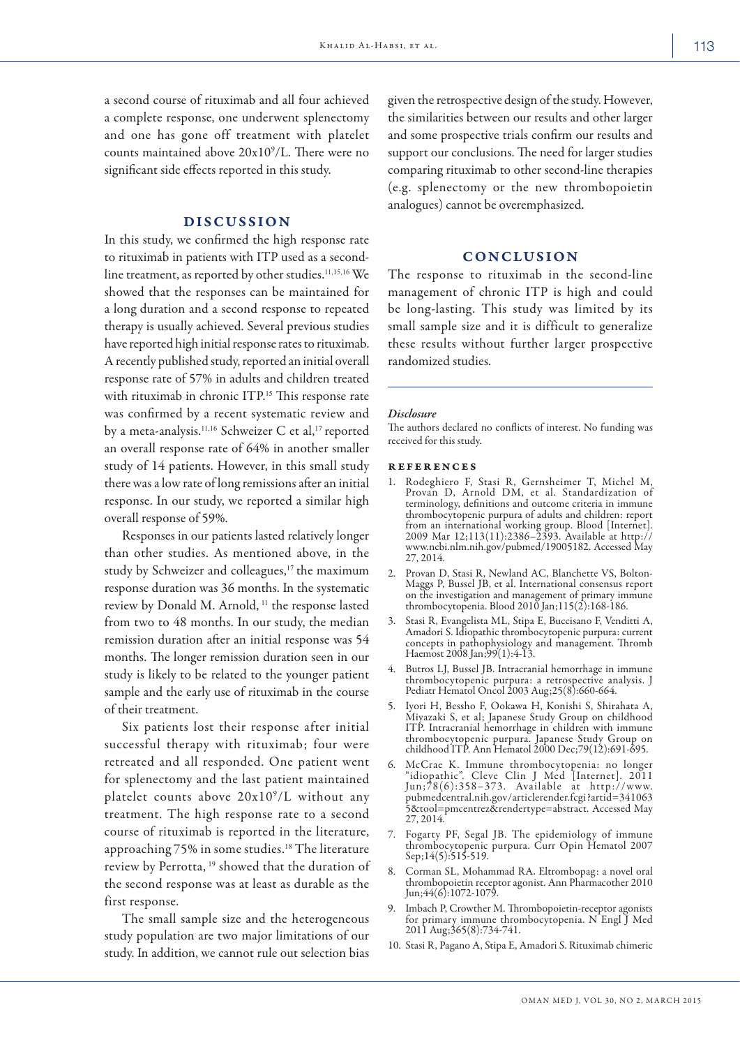a second course of rituximab and all four achieved a complete response, one underwent splenectomy and one has gone off treatment with platelet counts maintained above $20x10^9/L$. There were no significant side effects reported in this study.

## DISCUSSION

In this study, we confirmed the high response rate to rituximab in patients with ITP used as a second-line treatment, as reported by other studies.[11,15,16] We showed that the responses can be maintained for a long duration and a second response to repeated therapy is usually achieved. Several previous studies have reported high initial response rates to rituximab. A recently published study, reported an initial overall response rate of 57% in adults and children treated with rituximab in chronic ITP.[15] This response rate was confirmed by a recent systematic review and by a meta-analysis.[11,16] Schweizer C et al,[17] reported an overall response rate of 64% in another smaller study of 14 patients. However, in this small study there was a low rate of long remissions after an initial response. In our study, we reported a similar high overall response of 59%.

Responses in our patients lasted relatively longer than other studies. As mentioned above, in the study by Schweizer and colleagues,[17] the maximum response duration was 36 months. In the systematic review by Donald M. Arnold, [11] the response lasted from two to 48 months. In our study, the median remission duration after an initial response was 54 months. The longer remission duration seen in our study is likely to be related to the younger patient sample and the early use of rituximab in the course of their treatment.

Six patients lost their response after initial successful therapy with rituximab; four were retreated and all responded. One patient went for splenectomy and the last patient maintained platelet counts above $20x10^9/L$ without any treatment. The high response rate to a second course of rituximab is reported in the literature, approaching 75% in some studies.[18] The literature review by Perrotta, [19] showed that the duration of the second response was at least as durable as the first response.

The small sample size and the heterogeneous study population are two major limitations of our study. In addition, we cannot rule out selection bias given the retrospective design of the study. However, the similarities between our results and other larger and some prospective trials confirm our results and support our conclusions. The need for larger studies comparing rituximab to other second-line therapies (e.g. splenectomy or the new thrombopoietin analogues) cannot be overemphasized.

## CONCLUSION

The response to rituximab in the second-line management of chronic ITP is high and could be long-lasting. This study was limited by its small sample size and it is difficult to generalize these results without further larger prospective randomized studies.

### *Disclosure*

The authors declared no conflicts of interest. No funding was received for this study.

## REFERENCES

1. Rodeghiero F, Stasi R, Gernsheimer T, Michel M, Provan D, Arnold DM, et al. Standardization of terminology, definitions and outcome criteria in immune thrombocytopenic purpura of adults and children: report from an international working group. Blood [Internet]. 2009 Mar 12;113(11):2386–2393. Available at http://www.ncbi.nlm.nih.gov/pubmed/19005182. Accessed May 27, 2014.
2. Provan D, Stasi R, Newland AC, Blanchette VS, Bolton-Maggs P, Bussel JB, et al. International consensus report on the investigation and management of primary immune thrombocytopenia. Blood 2010 Jan;115(2):168-186.
3. Stasi R, Evangelista ML, Stipa E, Buccisano F, Venditti A, Amadori S. Idiopathic thrombocytopenic purpura: current concepts in pathophysiology and management. Thromb Haemost 2008 Jan;99(1):4-13.
4. Butros LJ, Bussel JB. Intracranial hemorrhage in immune thrombocytopenic purpura: a retrospective analysis. J Pediatr Hematol Oncol 2003 Aug;25(8):660-664.
5. Iyori H, Bessho F, Ookawa H, Konishi S, Shirahata A, Miyazaki S, et al; Japanese Study Group on childhood ITP. Intracranial hemorrhage in children with immune thrombocytopenic purpura. Japanese Study Group on childhood ITP. Ann Hematol 2000 Dec;79(12):691-695.
6. McCrae K. Immune thrombocytopenia: no longer "idiopathic". Cleve Clin J Med [Internet]. 2011 Jun;78(6):358–373. Available at http://www.pubmedcentral.nih.gov/articlerender.fcgi?artid=3410635&tool=pmcentrez&rendertype=abstract. Accessed May 27, 2014.
7. Fogarty PF, Segal JB. The epidemiology of immune thrombocytopenic purpura. Curr Opin Hematol 2007 Sep;14(5):515-519.
8. Corman SL, Mohammad RA. Eltrombopag: a novel oral thrombopoietin receptor agonist. Ann Pharmacother 2010 Jun;44(6):1072-1079.
9. Imbach P, Crowther M. Thrombopoietin-receptor agonists for primary immune thrombocytopenia. N Engl J Med 2011 Aug;365(8):734-741.
10. Stasi R, Pagano A, Stipa E, Amadori S. Rituximab chimeric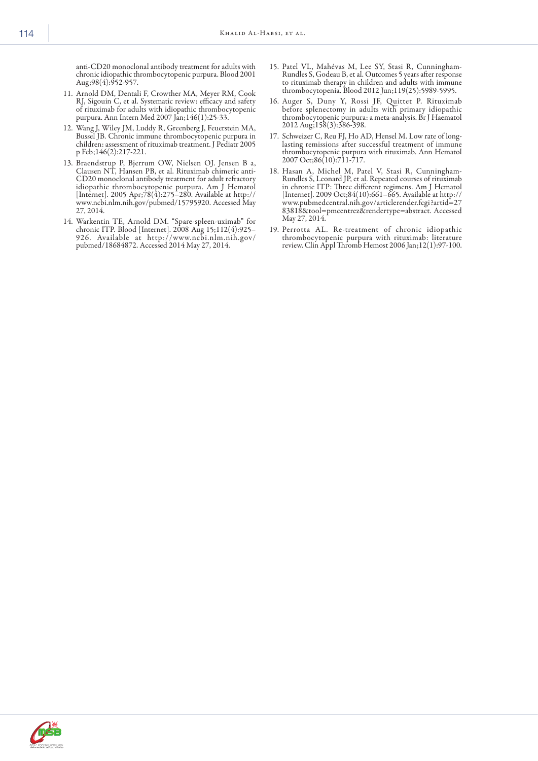anti-CD20 monoclonal antibody treatment for adults with chronic idiopathic thrombocytopenic purpura. Blood 2001 Aug;98(4):952-957.

11. Arnold DM, Dentali F, Crowther MA, Meyer RM, Cook RJ, Sigouin C, et al. Systematic review: efficacy and safety of rituximab for adults with idiopathic thrombocytopenic purpura. Ann Intern Med 2007 Jan;146(1):25-33.
12. Wang J, Wiley JM, Luddy R, Greenberg J, Feuerstein MA, Bussel JB. Chronic immune thrombocytopenic purpura in children: assessment of rituximab treatment. J Pediatr 2005 p Feb;146(2):217-221.
13. Braendstrup P, Bjerrum OW, Nielsen OJ. Jensen B a, Clausen NT, Hansen PB, et al. Rituximab chimeric anti-CD20 monoclonal antibody treatment for adult refractory idiopathic thrombocytopenic purpura. Am J Hematol [Internet]. 2005 Apr;78(4):275–280. Available at http://www.ncbi.nlm.nih.gov/pubmed/15795920. Accessed May 27, 2014.
14. Warkentin TE, Arnold DM. "Spare-spleen-uximab" for chronic ITP. Blood [Internet]. 2008 Aug 15;112(4):925–926. Available at http://www.ncbi.nlm.nih.gov/pubmed/18684872. Accessed 2014 May 27, 2014.
15. Patel VL, Mahévas M, Lee SY, Stasi R, Cunningham-Rundles S, Godeau B, et al. Outcomes 5 years after response to rituximab therapy in children and adults with immune thrombocytopenia. Blood 2012 Jun;119(25):5989-5995.
16. Auger S, Duny Y, Rossi JF, Quittet P. Rituximab before splenectomy in adults with primary idiopathic thrombocytopenic purpura: a meta-analysis. Br J Haematol 2012 Aug;158(3):386-398.
17. Schweizer C, Reu FJ, Ho AD, Hensel M. Low rate of long-lasting remissions after successful treatment of immune thrombocytopenic purpura with rituximab. Ann Hematol 2007 Oct;86(10):711-717.
18. Hasan A, Michel M, Patel V, Stasi R, Cunningham-Rundles S, Leonard JP, et al. Repeated courses of rituximab in chronic ITP: Three different regimens. Am J Hematol [Internet]. 2009 Oct;84(10):661–665. Available at http://www.pubmedcentral.nih.gov/articlerender.fcgi?artid=2783818&tool=pmcentrez&rendertype=abstract. Accessed May 27, 2014.
19. Perrotta AL. Re-treatment of chronic idiopathic thrombocytopenic purpura with rituximab: literature review. Clin Appl Thromb Hemost 2006 Jan;12(1):97-100.